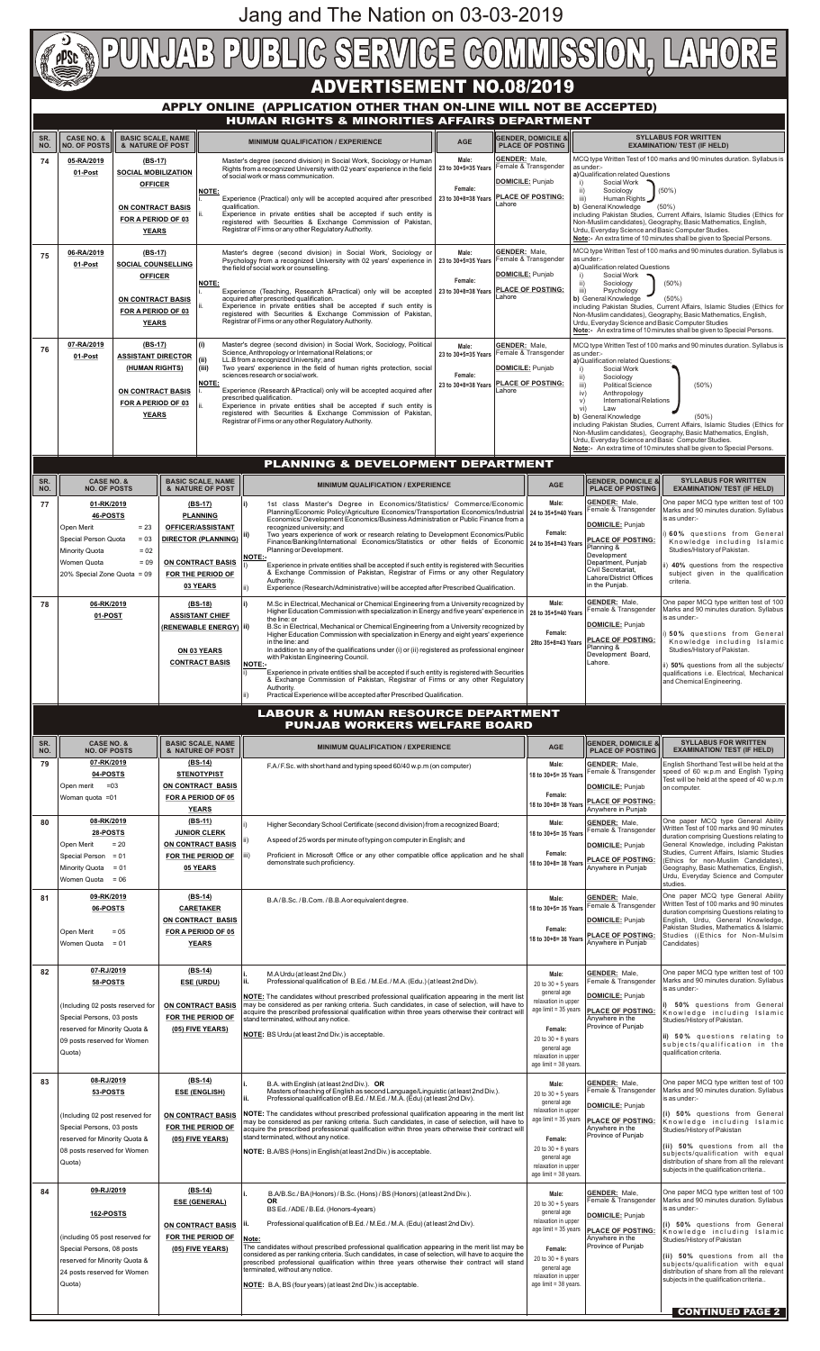Jang and The Nation on 03-03-2019

# PUNJAB PUBLIC SERVICE COMMISSION, LAHORE

## ADVERTISEMENT NO.08/2019

### APPLY ONLINE (APPLICATION OTHER THAN ON-LINE WILL NOT BE ACCEPTED)

### HUMAN RIGHTS & MINORITIES AFFAIRS DEPARTMENT

| SR. NO. | CASE NO. & NO. OF POSTS | BASIC SCALE, NAME & NATURE OF POST | MINIMUM QUALIFICATION / EXPERIENCE | AGE | GENDER, DOMICILE & PLACE OF POSTING | SYLLABUS FOR WRITTEN EXAMINATION/ TEST (IF HELD) |
|---|---|---|---|---|---|---|
| 74 | 05-RA/2019<br>01-Post | (BS-17)<br>SOCIAL MOBILIZATION OFFICER<br>ON CONTRACT BASIS FOR A PERIOD OF 03 YEARS | Master's degree (second division) in Social Work, Sociology or Human Rights from a recognized University with 02 years' experience in the field of social work or mass communication.<br>NOTE:<br>i. Experience (Practical) only will be accepted acquired after prescribed qualification.<br>ii. Experience in private entities shall be accepted if such entity is registered with Securities & Exchange Commission of Pakistan, Registrar of Firms or any other Regulatory Authority. | Male: 23 to 30+5=35 Years<br>Female: 23 to 30+8=38 Years | GENDER: Male, Female & Transgender<br>DOMICILE: Punjab<br>PLACE OF POSTING: Lahore | MCQ type Written Test of 100 marks and 90 minutes duration. Syllabus is as under:-<br>a) Qualification related Questions<br>i) Social Work<br>ii) Sociology (50%)<br>iii) Human Rights<br>b) General Knowledge (50%)<br>including Pakistan Studies, Current Affairs, Islamic Studies (Ethics for Non-Muslim candidates), Geography, Basic Mathematics, English, Urdu, Everyday Science and Basic Computer Studies.<br>Note:- An extra time of 10 minutes shall be given to Special Persons. |
| 75 | 06-RA/2019<br>01-Post | (BS-17)<br>SOCIAL COUNSELLING OFFICER<br>ON CONTRACT BASIS FOR A PERIOD OF 03 YEARS | Master's degree (second division) in Social Work, Sociology or Psychology from a recognized University with 02 years' experience in the field of social work or counselling.<br>NOTE:<br>i. Experience (Teaching, Research &Practical) only will be accepted acquired after prescribed qualification.<br>ii. Experience in private entities shall be accepted if such entity is registered with Securities & Exchange Commission of Pakistan, Registrar of Firms or any other Regulatory Authority. | Male: 23 to 30+5=35 Years<br>Female: 23 to 30+8=38 Years | GENDER: Male, Female & Transgender<br>DOMICILE: Punjab<br>PLACE OF POSTING: Lahore | MCQ type Written Test of 100 marks and 90 minutes duration. Syllabus is as under:-<br>a) Qualification related Questions<br>i) Social Work<br>ii) Sociology (50%)<br>iii) Psychology<br>b) General Knowledge (50%)<br>including Pakistan Studies, Current Affairs, Islamic Studies (Ethics for Non-Muslim candidates), Geography, Basic Mathematics, English, Urdu, Everyday Science and Basic Computer Studies<br>Note:- An extra time of 10 minutes shall be given to Special Persons. |
| 76 | 07-RA/2019<br>01-Post | (BS-17)<br>ASSISTANT DIRECTOR (HUMAN RIGHTS)<br>ON CONTRACT BASIS FOR A PERIOD OF 03 YEARS | (i) Master's degree (second division) in Social Work, Sociology, Political Science, Anthropology or International Relations; or<br>(ii) LL.B from a recognized University; and<br>(iii) Two years' experience in the field of human rights protection, social sciences research or social work.<br>NOTE:<br>i. Experience (Research &Practical) only will be accepted acquired after prescribed qualification.<br>ii. Experience in private entities shall be accepted if such entity is registered with Securities & Exchange Commission of Pakistan, Registrar of Firms or any other Regulatory Authority. | Male: 23 to 30+5=35 Years<br>Female: 23 to 30+8=38 Years | GENDER: Male, Female & Transgender<br>DOMICILE: Punjab<br>PLACE OF POSTING: Lahore | MCQ type Written Test of 100 marks and 90 minutes duration. Syllabus is as under:-<br>a) Qualification related Questions;<br>i) Social Work<br>ii) Sociology<br>iii) Political Science (50%)<br>iv) Anthropology<br>v) International Relations<br>vi) Law<br>b) General Knowledge (50%)<br>including Pakistan Studies, Current Affairs, Islamic Studies (Ethics for Non-Muslim candidates), Geography, Basic Mathematics, English, Urdu, Everyday Science and Basic Computer Studies.<br>Note:- An extra time of 10 minutes shall be given to Special Persons. |

### PLANNING & DEVELOPMENT DEPARTMENT

| SR. NO. | CASE NO. & NO. OF POSTS | BASIC SCALE, NAME & NATURE OF POST | MINIMUM QUALIFICATION / EXPERIENCE | AGE | GENDER, DOMICILE & PLACE OF POSTING | SYLLABUS FOR WRITTEN EXAMINATION/ TEST (IF HELD) |
|---|---|---|---|---|---|---|
| 77 | 01-RK/2019<br>46-POSTS<br>Open Merit = 23<br>Special Person Quota = 03<br>Minority Quota = 02<br>Women Quota = 09<br>20% Special Zone Quota = 09 | (BS-17)<br>PLANNING OFFICER/ASSISTANT DIRECTOR (PLANNING)<br>ON CONTRACT BASIS FOR THE PERIOD OF 03 YEARS | i) 1st class Master's Degree in Economics/Statistics/ Commerce/Economic Planning/Economic Policy/Agriculture Economics/Transportation Economics/Industrial Economics/ Development Economics/Business Administration or Public Finance from a recognized university; and<br>ii) Two years experience of work or research relating to Development Economics/Public Finance/Banking/International Economics/Statistics or other fields of Economic Planning or Development.<br>NOTE:-<br>i) Experience in private entities shall be accepted if such entity is registered with Securities & Exchange Commission of Pakistan, Registrar of Firms or any other Regulatory Authority.<br>ii) Experience (Research/Administrative) will be accepted after Prescribed Qualification. | Male: 24 to 35+5=40 Years<br>Female: 24 to 35+8=43 Years | GENDER: Male, Female & Transgender<br>DOMICILE: Punjab<br>PLACE OF POSTING: Planning & Development Department, Punjab Civil Secretariat, Lahore/District Offices in the Punjab. | One paper MCQ type written test of 100 Marks and 90 minutes duration. Syllabus is as under:-<br>i) 60% questions from General Knowledge including Islamic Studies/History of Pakistan.<br>ii) 40% questions from the respective subject given in the qualification criteria. |
| 78 | 06-RK/2019<br>01-POST | (BS-18)<br>ASSISTANT CHIEF (RENEWABLE ENERGY)<br>ON 03 YEARS CONTRACT BASIS | i) M.Sc in Electrical, Mechanical or Chemical Engineering from a University recognized by Higher Education Commission with specialization in Energy and five years' experience in the line: or<br>ii) B.Sc in Electrical, Mechanical or Chemical Engineering from a University recognized by Higher Education Commission with specialization in Energy and eight years' experience in the line: and<br>In addition to any of the qualifications under (i) or (ii) registered as professional engineer with Pakistan Engineering Council.<br>NOTE:-<br>i) Experience in private entities shall be accepted if such entity is registered with Securities & Exchange Commission of Pakistan, Registrar of Firms or any other Regulatory Authority.<br>ii) Practical Experience will be accepted after Prescribed Qualification. | Male: 28 to 35+5=40 Years<br>Female: 28to 35+8=43 Years | GENDER: Male, Female & Transgender<br>DOMICILE: Punjab<br>PLACE OF POSTING: Planning & Development Board, Lahore. | One paper MCQ type written test of 100 Marks and 90 minutes duration. Syllabus is as under:-<br>i) 50% questions from General Knowledge including Islamic Studies/History of Pakistan.<br>ii) 50% questions from all the subjects/ qualifications i.e. Electrical, Mechanical and Chemical Engineering. |

### LABOUR & HUMAN RESOURCE DEPARTMENT
### PUNJAB WORKERS WELFARE BOARD

| SR. NO. | CASE NO. & NO. OF POSTS | BASIC SCALE, NAME & NATURE OF POST | MINIMUM QUALIFICATION / EXPERIENCE | AGE | GENDER, DOMICILE & PLACE OF POSTING | SYLLABUS FOR WRITTEN EXAMINATION/ TEST (IF HELD) |
|---|---|---|---|---|---|---|
| 79 | 07-RK/2019<br>04-POSTS<br>Open merit =03<br>Woman quota =01 | (BS-14)<br>STENOTYPIST<br>ON CONTRACT BASIS FOR A PERIOD OF 05 YEARS | F.A/ F.Sc. with short hand and typing speed 60/40 w.p.m (on computer) | Male: 18 to 30+5= 35 Years<br>Female: 18 to 30+8= 38 Years | GENDER: Male, Female & Transgender<br>DOMICILE: Punjab<br>PLACE OF POSTING: Anywhere in Punjab | English Shorthand Test will be held at the speed of 60 w.p.m and English Typing Test will be held at the speed of 40 w.p.m on computer. |
| 80 | 08-RK/2019<br>28-POSTS<br>Open Merit = 20<br>Special Person = 01<br>Minority Quota = 01<br>Women Quota = 06 | (BS-11)<br>JUNIOR CLERK<br>ON CONTRACT BASIS FOR THE PERIOD OF 05 YEARS | i) Higher Secondary School Certificate (second division) from a recognized Board;<br>ii) A speed of 25 words per minute of typing on computer in English; and<br>iii) Proficient in Microsoft Office or any other compatible office application and he shall demonstrate such proficiency. | Male: 18 to 30+5= 35 Years<br>Female: 18 to 30+8= 38 Years | GENDER: Male, Female & Transgender<br>DOMICILE: Punjab<br>PLACE OF POSTING: Anywhere in Punjab | One paper MCQ type General Ability Written Test of 100 marks and 90 minutes duration comprising Questions relating to General Knowledge, including Pakistan Studies, Current Affairs, Islamic Studies (Ethics for non-Muslim Candidates), Geography, Basic Mathematics, English, Urdu, Everyday Science and Computer studies. |
| 81 | 09-RK/2019<br>06-POSTS<br>Open Merit = 05<br>Women Quota = 01 | (BS-14)<br>CARETAKER<br>ON CONTRACT BASIS FOR A PERIOD OF 05 YEARS | B.A/B.Sc. / B.Com. / B.B.A or equivalent degree. | Male: 18 to 30+5= 35 Years<br>Female: 18 to 30+8= 38 Years | GENDER: Male, Female & Transgender<br>DOMICILE: Punjab<br>PLACE OF POSTING: Anywhere in Punjab | One paper MCQ type General Ability Written Test of 100 marks and 90 minutes duration comprising Questions relating to English, Urdu, General Knowledge, Pakistan Studies, Mathematics & Islamic Studies ((Ethics for Non-Mulsim Candidates) |
| 82 | 07-RJ/2019<br>58-POSTS<br>(Including 02 posts reserved for Special Persons, 03 posts reserved for Minority Quota & 09 posts reserved for Women Quota) | (BS-14)<br>ESE (URDU)<br>ON CONTRACT BASIS FOR THE PERIOD OF (05) FIVE YEARS) | i. M.A Urdu (at least 2nd Div.)<br>ii. Professional qualification of B.Ed. / M.Ed. / M.A. (Edu.) (at least 2nd Div).<br>NOTE: The candidates without prescribed professional qualification appearing in the merit list may be considered as per ranking criteria. Such candidates, in case of selection, will have to acquire the prescribed professional qualification within three years otherwise their contract will stand terminated, without any notice.<br>NOTE: BS Urdu (at least 2nd Div.) is acceptable. | Male: 20 to 30 + 5 years general age relaxation in upper age limit = 35 years<br>Female: 20 to 30 + 8 years general age relaxation in upper age limit = 38 years. | GENDER: Male, Female & Transgender<br>DOMICILE: Punjab<br>PLACE OF POSTING: Anywhere in the Province of Punjab | One paper MCQ type written test of 100 Marks and 90 minutes duration. Syllabus is as under:-<br>i) 50% questions from General Knowledge including Islamic Studies/History of Pakistan.<br>ii) 50% questions relating to subjects/qualification in the qualification criteria. |
| 83 | 08-RJ/2019<br>53-POSTS<br>(Including 02 post reserved for Special Persons, 03 posts reserved for Minority Quota & 08 posts reserved for Women Quota) | (BS-14)<br>ESE (ENGLISH)<br>ON CONTRACT BASIS FOR THE PERIOD OF (05) FIVE YEARS) | i. B.A. with English (at least 2nd Div.). OR Masters of teaching of English as second Language/Linguistic (at least 2nd Div.).<br>ii. Professional qualification of B.Ed. / M.Ed. / M.A. (Edu) (at least 2nd Div).<br>NOTE: The candidates without prescribed professional qualification appearing in the merit list may be considered as per ranking criteria. Such candidates, in case of selection, will have to acquire the prescribed professional qualification within three years otherwise their contract will stand terminated, without any notice.<br>NOTE: B.A/BS (Hons) in English (at least 2nd Div.) is acceptable. | Male: 20 to 30 + 5 years general age relaxation in upper age limit = 35 years<br>Female: 20 to 30 + 8 years general age relaxation in upper age limit = 38 years. | GENDER: Male, Female & Transgender<br>DOMICILE: Punjab<br>PLACE OF POSTING: Anywhere in the Province of Punjab | One paper MCQ type written test of 100 Marks and 90 minutes duration. Syllabus is as under:-<br>(i) 50% questions from General Knowledge including Islamic Studies/History of Pakistan<br>(ii) 50% questions from all the subjects/qualification with equal distribution of share from all the relevant subjects in the qualification criteria.. |
| 84 | 09-RJ/2019<br>162-POSTS<br>(including 05 post reserved for Special Persons, 08 posts reserved for Minority Quota & 24 posts reserved for Women Quota) | (BS-14)<br>ESE (GENERAL)<br>ON CONTRACT BASIS FOR THE PERIOD OF (05) FIVE YEARS) | i. B.A/B.Sc./ BA (Honors) / B.Sc. (Hons) / BS (Honors) (at least 2nd Div.).<br>OR<br>BS Ed. / ADE / B.Ed. (Honors-4years)<br>ii. Professional qualification of B.Ed. / M.Ed. / M.A. (Edu) (at least 2nd Div).<br>Note:<br>The candidates without prescribed professional qualification appearing in the merit list may be considered as per ranking criteria. Such candidates, in case of selection, will have to acquire the prescribed professional qualification within three years otherwise their contract will stand terminated, without any notice.<br>NOTE: B.A, BS (four years) (at least 2nd Div.) is acceptable. | Male: 20 to 30 + 5 years general age relaxation in upper age limit = 35 years<br>Female: 20 to 30 + 8 years general age relaxation in upper age limit = 38 years. | GENDER: Male, Female & Transgender<br>DOMICILE: Punjab<br>PLACE OF POSTING: Anywhere in the Province of Punjab | One paper MCQ type written test of 100 Marks and 90 minutes duration. Syllabus is as under:-<br>(i) 50% questions from General Knowledge including Islamic Studies/History of Pakistan<br>(ii) 50% questions from all the subjects/qualification with equal distribution of share from all the relevant subjects in the qualification criteria.. |

CONTINUED PAGE 2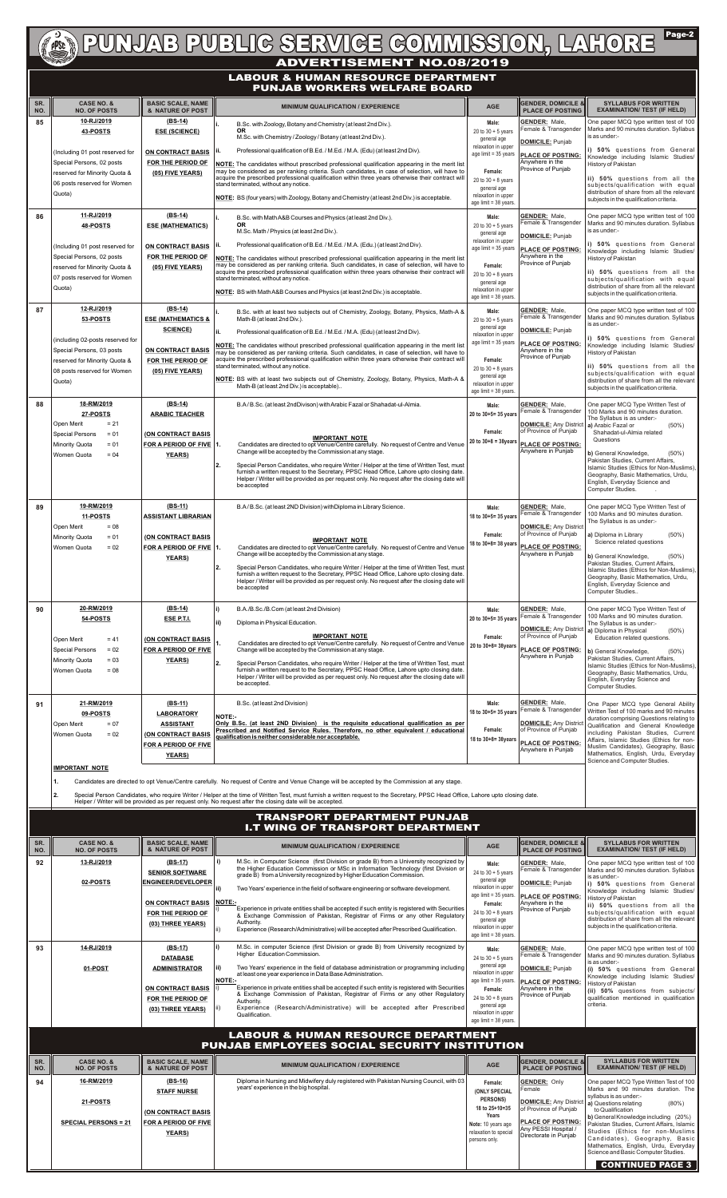# PUNJAB PUBLIC SERVICE COMMISSION, LAHORE

## ADVERTISEMENT NO.08/2019

### LABOUR & HUMAN RESOURCE DEPARTMENT
### PUNJAB WORKERS WELFARE BOARD

| SR. NO. | CASE NO. & NO. OF POSTS | BASIC SCALE, NAME & NATURE OF POST | MINIMUM QUALIFICATION / EXPERIENCE | AGE | GENDER, DOMICILE & PLACE OF POSTING | SYLLABUS FOR WRITTEN EXAMINATION/ TEST (IF HELD) |
|---|---|---|---|---|---|---|
| 85 | **10-RJ/2019** **43-POSTS** (Including 01 post reserved for Special Persons, 02 posts reserved for Minority Quota & 06 posts reserved for Women Quota) | **(BS-14)** **ESE (SCIENCE)** **ON CONTRACT BASIS FOR THE PERIOD OF (05) FIVE YEARS)** | i. B.Sc. with Zoology, Botany and Chemistry (at least 2nd Div.). **OR** M.Sc. with Chemistry / Zoology / Botany (at least 2nd Div.). ii. Professional qualification of B.Ed. / M.Ed. / M.A. (Edu) (at least 2nd Div). **NOTE:** The candidates without prescribed professional qualification appearing in the merit list may be considered as per ranking criteria. Such candidates, in case of selection, will have to acquire the prescribed professional qualification within three years otherwise their contract will stand terminated, without any notice. **NOTE:** BS (four years) with Zoology, Botany and Chemistry (at least 2nd Div.) is acceptable. | **Male:** 20 to 30 + 5 years general age relaxation in upper age limit = 35 years **Female:** 20 to 30 + 8 years general age relaxation in upper age limit = 38 years. | **GENDER:** Male, Female & Transgender **DOMICILE:** Punjab **PLACE OF POSTING:** Anywhere in the Province of Punjab | One paper MCQ type written test of 100 Marks and 90 minutes duration. Syllabus is as under:- i) **50%** questions from General Knowledge including Islamic Studies/ History of Pakistan ii) **50%** questions from all the subjects/qualification with equal distribution of share from all the relevant subjects in the qualification criteria. |
| 86 | **11-RJ/2019** **48-POSTS** (Including 01 post reserved for Special Persons, 02 posts reserved for Minority Quota & 07 posts reserved for Women Quota) | **(BS-14)** **ESE (MATHEMATICS)** **ON CONTRACT BASIS FOR THE PERIOD OF (05) FIVE YEARS)** | i. B.Sc. with Math A&B Courses and Physics (at least 2nd Div.). **OR** M.Sc. Math / Physics (at least 2nd Div.). ii. Professional qualification of B.Ed. / M.Ed. / M.A. (Edu.) (at least 2nd Div). **NOTE:** The candidates without prescribed professional qualification appearing in the merit list may be considered as per ranking criteria. Such candidates, in case of selection, will have to acquire the prescribed professional qualification within three years otherwise their contract will stand terminated, without any notice. **NOTE:** BS with Math A&B Courses and Physics (at least 2nd Div.) is acceptable. | **Male:** 20 to 30 + 5 years general age relaxation in upper age limit = 35 years **Female:** 20 to 30 + 8 years general age relaxation in upper age limit = 38 years. | **GENDER:** Male, Female & Transgender **DOMICILE:** Punjab **PLACE OF POSTING:** Anywhere in the Province of Punjab | One paper MCQ type written test of 100 Marks and 90 minutes duration. Syllabus is as under:- i) **50%** questions from General Knowledge including Islamic Studies/ History of Pakistan ii) **50%** questions from all the subjects/qualification with equal distribution of share from all the relevant subjects in the qualification criteria. |
| 87 | **12-RJ/2019** **53-POSTS** (including 02-posts reserved for Special Persons, 03 posts reserved for Minority Quota & 08 posts reserved for Women Quota) | **(BS-14)** **ESE (MATHEMATICS & SCIENCE)** **ON CONTRACT BASIS FOR THE PERIOD OF (05) FIVE YEARS)** | i. B.Sc. with at least two subjects out of Chemistry, Zoology, Botany, Physics, Math-A & Math-B (at least 2nd Div.). ii. Professional qualification of B.Ed. / M.Ed. / M.A. (Edu) (at least 2nd Div). **NOTE:** The candidates without prescribed professional qualification appearing in the merit list may be considered as per ranking criteria. Such candidates, in case of selection, will have to acquire the prescribed professional qualification within three years otherwise their contract will stand terminated, without any notice. **NOTE:** BS with at least two subjects out of Chemistry, Zoology, Botany, Physics, Math-A & Math-B (at least 2nd Div.) is acceptable).. | **Male:** 20 to 30 + 5 years general age relaxation in upper age limit = 35 years **Female:** 20 to 30 + 8 years general age relaxation in upper age limit = 38 years. | **GENDER:** Male, Female & Transgender **DOMICILE:** Punjab **PLACE OF POSTING:** Anywhere in the Province of Punjab | One paper MCQ type written test of 100 Marks and 90 minutes duration. Syllabus is as under:- i) **50%** questions from General Knowledge including Islamic Studies/ History of Pakistan ii) **50%** questions from all the subjects/qualification with equal distribution of share from all the relevant subjects in the qualification criteria. |
| 88 | **18-RM/2019** **27-POSTS** Open Merit = 21 Special Persons = 01 Minority Quota = 01 Women Quota = 04 | **(BS-14)** **ARABIC TEACHER** **(ON CONTRACT BASIS FOR A PERIOD OF FIVE YEARS)** | B.A/ B.Sc. (at least 2nd Division) with Arabic Fazal or Shahadat-ul-Almia. **IMPORTANT NOTE** 1. Candidates are directed to opt Venue/Centre carefully. No request of Centre and Venue Change will be accepted by the Commission at any stage. 2. Special Person Candidates, who require Writer / Helper at the time of Written Test, must furnish a written request to the Secretary, PPSC Head Office, Lahore upto closing date. Helper / Writer will be provided as per request only. No request after the closing date will be accepted | **Male:** 20 to 30+5= 35 years **Female:** 20 to 30+8 = 38years | **GENDER:** Male, Female & Transgender **DOMICILE:** Any District of Province of Punjab **PLACE OF POSTING:** Anywhere in Punjab | One Paper MCQ Type Written Test of 100 Marks and 90 minutes duration. The Syllabus is as under:- a) Arabic Fazal or Shahadat-ul-Almia related Questions (50%) b) General Knowledge, (50%) Pakistan Studies, Current Affairs, Islamic Studies (Ethics for Non-Muslims), Geography, Basic Mathematics, Urdu, English, Everyday Science and Computer Studies. |
| 89 | **19-RM/2019** **11-POSTS** Open Merit = 08 Minority Quota = 01 Women Quota = 02 | **(BS-11)** **ASSISTANT LIBRARIAN** **(ON CONTRACT BASIS FOR A PERIOD OF FIVE YEARS)** | B.A/ B.Sc. (at least 2ND Division) with Diploma in Library Science. **IMPORTANT NOTE** 1. Candidates are directed to opt Venue/Centre carefully. No request of Centre and Venue Change will be accepted by the Commission at any stage. 2. Special Person Candidates, who require Writer / Helper at the time of Written Test, must furnish a written request to the Secretary, PPSC Head Office, Lahore upto closing date. Helper / Writer will be provided as per request only. No request after the closing date will be accepted | **Male:** 18 to 30+5= 35 years **Female:** 18 to 30+8= 38 years | **GENDER:** Male, Female & Transgender **DOMICILE:** Any District of Province of Punjab **PLACE OF POSTING:** Anywhere in Punjab | One Paper MCQ Type Written Test of 100 Marks and 90 minutes duration. The Syllabus is as under:- a) Diploma in Library Science related questions (50%) b) General Knowledge, (50%) Pakistan Studies, Current Affairs, Islamic Studies (Ethics for Non-Muslims), Geography, Basic Mathematics, Urdu, English, Everyday Science and Computer Studies.. |
| 90 | **20-RM/2019** **54-POSTS** Open Merit = 41 Special Persons = 02 Minority Quota = 03 Women Quota = 08 | **(BS-14)** **ESE P.T.I.** **(ON CONTRACT BASIS FOR A PERIOD OF FIVE YEARS)** | i) B.A./B.Sc./B.Com (at least 2nd Division) ii) Diploma in Physical Education. **IMPORTANT NOTE** 1. Candidates are directed to opt Venue/Centre carefully. No request of Centre and Venue Change will be accepted by the Commission at any stage. 2. Special Person Candidates, who require Writer / Helper at the time of Written Test, must furnish a written request to the Secretary, PPSC Head Office, Lahore upto closing date. Helper / Writer will be provided as per request only. No request after the closing date will be accepted. | **Male:** 20 to 30+5= 35 years **Female:** 20 to 30+8= 38years | **GENDER:** Male, Female & Transgender **DOMICILE:** Any District of Province of Punjab **PLACE OF POSTING:** Anywhere in Punjab | One Paper MCQ Type Written Test of 100 Marks and 90 minutes duration. The Syllabus is as under:- a) Diploma in Physical Education related questions. (50%) b) General Knowledge, (50%) Pakistan Studies, Current Affairs, Islamic Studies (Ethics for Non-Muslims), Geography, Basic Mathematics, Urdu, English, Everyday Science and Computer Studies. |
| 91 | **21-RM/2019** **09-POSTS** Open Merit = 07 Women Quota = 02 | **(BS-11)** **LABORATORY ASSISTANT** **(ON CONTRACT BASIS FOR A PERIOD OF FIVE YEARS)** | B.Sc. (at least 2nd Division) **NOTE:-** **Only B.Sc. (at least 2ND Division) is the requisite educational qualification as per Prescribed and Notified Service Rules. Therefore, no other equivalent / educational qualification is neither considerable nor acceptable.** | **Male:** 18 to 30+5= 35 years **Female:** 18 to 30+8= 38years | **GENDER:** Male, Female & Transgender **DOMICILE:** Any District of Province of Punjab **PLACE OF POSTING:** Anywhere in Punjab | One Paper MCQ type General Ability Written Test of 100 marks and 90 minutes duration comprising Questions relating to Qualification and General Knowledge including Pakistan Studies, Current Affairs, Islamic Studies (Ethics for non-Muslim Candidates), Geography, Basic Mathematics, English, Urdu, Everyday Science and Computer Studies. |

**IMPORTANT NOTE**

1. Candidates are directed to opt Venue/Centre carefully. No request of Centre and Venue Change will be accepted by the Commission at any stage.
2. Special Person Candidates, who require Writer / Helper at the time of Written Test, must furnish a written request to the Secretary, PPSC Head Office, Lahore upto closing date. Helper / Writer will be provided as per request only. No request after the closing date will be accepted.

### TRANSPORT DEPARTMENT PUNJAB
### I.T WING OF TRANSPORT DEPARTMENT

| SR. NO. | CASE NO. & NO. OF POSTS | BASIC SCALE, NAME & NATURE OF POST | MINIMUM QUALIFICATION / EXPERIENCE | AGE | GENDER, DOMICILE & PLACE OF POSTING | SYLLABUS FOR WRITTEN EXAMINATION/ TEST (IF HELD) |
|---|---|---|---|---|---|---|
| 92 | **13-RJ/2019** **02-POSTS** | **(BS-17)** **SENIOR SOFTWARE ENGINEER/DEVELOPER** **ON CONTRACT BASIS FOR THE PERIOD OF (03) THREE YEARS)** | i) M.Sc. in Computer Science (first Division or grade B) from a University recognized by the Higher Education Commission or MSc in Information Technology (first Division or grade B) from a University recognized by Higher Education Commission. ii) Two Years' experience in the field of software engineering or software development. **NOTE:-** i) Experience in private entities shall be accepted if such entity is registered with Securities & Exchange Commission of Pakistan, Registrar of Firms or any other Regulatory Authority. ii) Experience (Research/Administrative) will be accepted after Prescribed Qualification. | **Male:** 24 to 30 + 5 years general age relaxation in upper age limit = 35 years. **Female:** 24 to 30 + 8 years general age relaxation in upper age limit = 38 years. | **GENDER:** Male, Female & Transgender **DOMICILE:** Punjab **PLACE OF POSTING:** Anywhere in the Province of Punjab | One paper MCQ type written test of 100 Marks and 90 minutes duration. Syllabus is as under:- i) **50%** questions from General Knowledge including Islamic Studies/ History of Pakistan ii) **50%** questions from all the subjects/qualification with equal distribution of share from all the relevant subjects in the qualification criteria. |
| 93 | **14-RJ/2019** **01-POST** | **(BS-17)** **DATABASE ADMINISTRATOR** **ON CONTRACT BASIS FOR THE PERIOD OF (03) THREE YEARS)** | i) M.Sc. in Computer Science (first Division or grade B) from University recognized by Higher Education Commission. ii) Two Years' experience in the field of database administration or programming including at least one year experience in Data Base Administration. **NOTE:-** i) Experience in private entities shall be accepted if such entity is registered with Securities & Exchange Commission of Pakistan, Registrar of Firms or any other Regulatory Authority. ii) Experience (Research/Administrative) will be accepted after Prescribed Qualification. | **Male:** 24 to 30 + 5 years general age relaxation in upper age limit = 35 years. **Female:** 24 to 30 + 8 years general age relaxation in upper age limit = 38 years. | **GENDER:** Male, Female & Transgender **DOMICILE:** Punjab **PLACE OF POSTING:** Anywhere in the Province of Punjab | One paper MCQ type written test of 100 Marks and 90 minutes duration. Syllabus is as under:- (i) **50%** questions from General Knowledge including Islamic Studies/ History of Pakistan (ii) **50%** questions from subjects/ qualification mentioned in qualification criteria. |

### LABOUR & HUMAN RESOURCE DEPARTMENT
### PUNJAB EMPLOYEES SOCIAL SECURITY INSTITUTION

| SR. NO. | CASE NO. & NO. OF POSTS | BASIC SCALE, NAME & NATURE OF POST | MINIMUM QUALIFICATION / EXPERIENCE | AGE | GENDER, DOMICILE & PLACE OF POSTING | SYLLABUS FOR WRITTEN EXAMINATION/ TEST (IF HELD) |
|---|---|---|---|---|---|---|
| 94 | **16-RM/2019** **21-POSTS** **SPECIAL PERSONS = 21** | **(BS-16)** **STAFF NURSE** **(ON CONTRACT BASIS FOR A PERIOD OF FIVE YEARS)** | Diploma in Nursing and Midwifery duly registered with Pakistan Nursing Council, with 03 years' experience in the big hospital. | **Female:** **(ONLY SPECIAL PERSONS)** **18 to 25+10=35 Years** **Note:** 10 years age relaxation to special persons only. | **GENDER:** Only Female **DOMICILE:** Any District of Province of Punjab **PLACE OF POSTING:** Any PESSI Hospital / Directorate in Punjab | One paper MCQ Type Written Test of 100 Marks and 90 minutes duration. The syllabus is as under:- a) Questions relating to Qualification (80%) b) General Knowledge including (20%) Pakistan Studies, Current Affairs, Islamic Studies (Ethics for non-Muslims Candidates), Geography, Basic Mathematics, English, Urdu, Everyday Science and Basic Computer Studies. |

**CONTINUED PAGE 3**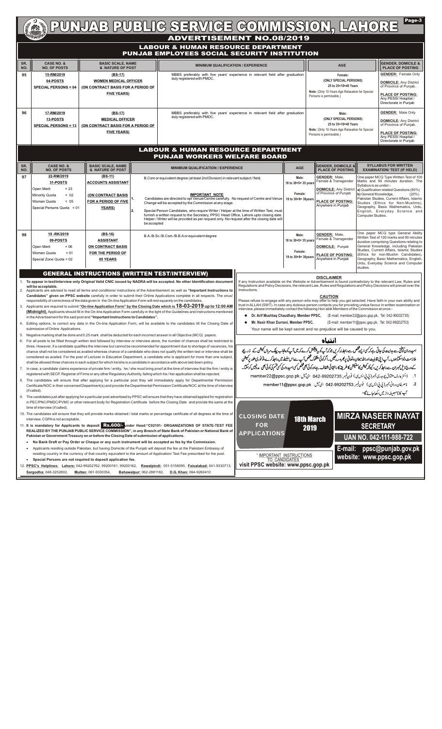# PUNJAB PUBLIC SERVICE COMMISSION, LAHORE

## ADVERTISEMENT NO.08/2019

### LABOUR & HUMAN RESOURCE DEPARTMENT
### PUNJAB EMPLOYEES SOCIAL SECURITY INSTITUTION

| SR. NO. | CASE NO. & NO. OF POSTS | BASIC SCALE, NAME & NATURE OF POST | MINIMUM QUALIFICATION / EXPERIENCE | AGE | GENDER, DOMICILE & PLACE OF POSTING |
|---|---|---|---|---|---|
| 95 | 15-RM/2019<br>04-POSTS<br>SPECIAL PERSONS = 04 | (BS-17)<br>WOMEN MEDICAL OFFICER<br>(ON CONTRACT BASIS FOR A PERIOD OF FIVE YEARS) | MBBS preferably with five years' experience in relevant field after graduation duly registered with PMDC. | Female:<br>(ONLY SPECIAL PERSONS)<br>25 to 35+10=45 Years<br>Note: (Only 10-Years Age Relaxation for Special Persons is permissible.) | GENDER: Female Only<br>DOMICILE: Any District of Province of Punjab.<br>PLACE OF POSTING: Any PESSI Hospital / Directorate in Punjab |
| 96 | 17-RM/2019<br>13-POSTS<br>SPECIAL PERSONS = 13 | (BS-17)<br>MEDICAL OFFICER<br>(ON CONTRACT BASIS FOR A PERIOD OF FIVE YEARS) | MBBS preferably with five years' experience in relevant field after graduation duly registered with PMDC. | Male:<br>(ONLY SPECIAL PERSONS)<br>25 to 35+10=45 Years<br>Note: (Only 10-Years Age Relaxation for Special Persons is permissible.) | GENDER: Male Only<br>DOMICILE: Any District of Province of Punjab.<br>PLACE OF POSTING: Any PESSI Hospital / Directorate in Punjab |

### LABOUR & HUMAN RESOURCE DEPARTMENT
### PUNJAB WORKERS WELFARE BOARD

| SR. NO. | CASE NO. & NO. OF POSTS | BASIC SCALE, NAME & NATURE OF POST | MINIMUM QUALIFICATION / EXPERIENCE | AGE | GENDER, DOMICILE & PLACE OF POSTING | SYLLABUS FOR WRITTEN EXAMINATION/ TEST (IF HELD) |
|---|---|---|---|---|---|---|
| 97 | 22-RM/2019<br>31-POSTS<br>Open Merit = 23<br>Minority Quota = 02<br>Women Quota = 05<br>Special Persons Quota = 01 | (BS-11)<br>ACCOUNTS ASSISTANT<br>(ON CONTRACT BASIS FOR A PERIOD OF FIVE YEARS) | B.Com or equivalent degree (at least 2nd Division) in relevant subject / field.<br><br>**IMPORTANT NOTE**<br>1. Candidates are directed to opt Venue/Centre carefully. No request of Centre and Venue Change will be accepted by the Commission at any stage.<br>2. Special Person Candidates, who require Writer / Helper at the time of Written Test, must furnish a written request to the Secretary, PPSC Head Office, Lahore upto closing date. Helper / Writer will be provided as per request only. No request after the closing date will be accepted | Male:<br>18 to 30+5= 35 years<br><br>Female:<br>18 to 30+8= 38years | GENDER: Male, Female & Transgender<br>DOMICILE: Any District of Province of Punjab<br>PLACE OF POSTING: Anywhere in Punjab | One paper MCQ Type Written Test of 100 Marks and 90 minutes duration. The Syllabus is as under:-<br>a) Qualification related Questions (80%)<br>b) General Knowledge, (20%) Pakistan Studies, Current Affairs, Islamic Studies (Ethics for Non-Muslims), Geography, Basic Mathematics, Urdu, English, Everyday Science and Computer Studies. |
| 98 | 10 -RK/2019<br>09-POSTS<br>Open Merit = 06<br>Women Quota = 01<br>Special Zone Quota = 02 | (BS-16)<br>ASSISTANT<br>ON CONTRACT BASIS FOR THE PERIOD OF 05 YEARS | B.A./B.Sc./B.Com./B.B.A or equivalent degree | Male:<br>18 to 30+5= 35 years<br><br>Female:<br>18 to 30+8= 38years | GENDER: Male, Female & Transgender<br>DOMICILE: Punjab<br>PLACE OF POSTING: Anywhere in Punjab | One paper MCQ type General Ability Written Test of 100 marks and 90 minutes duration comprising Questions relating to General Knowledge, including Pakistan Studies, Current Affairs, Islamic Studies (Ethics for non-Muslim Candidates), Geography, Basic Mathematics, English, Urdu, Everyday Science and Computer studies. |

### GENERAL INSTRUCTIONS (WRITTEN TEST/INTERVIEW)

1. **To appear in test/interview only Original Valid CNIC issued by NADRA will be accepted. No other Identification document will be acceptable.**
2. Applicants are advised to read all terms and conditions/ instructions of the Advertisement as well as **"Important Instructions to Candidates" given on PPSC website** carefully in order to submit their Online Applications complete in all respects. The onus/ responsibility of correctness of the data given in the On-line Application Form will rest squarely on the candidates.
3. Applicants are required to submit **"On-line Application Form" by the Closing Date which is 18-03-2019 up to 12:00 AM (Midnight).** Applicants should fill in the On-line Application Form carefully in the light of the Guidelines and Instructions mentioned in the Advertisement for the said post and **"Important Instructions to Candidates".**
4. Editing options, to correct any data in the On-line Application Form, will be available to the candidates till the Closing Date of submission of Online Applications.
5. Negative marking shall be done and 0.25 mark shall be deducted for each incorrect answer in all Objective (MCQ) papers.
6. For all posts to be filled through written test followed by interview or interview alone, the number of chances shall be restricted to three. However, if a candidate qualifies the interview but cannot be recommended for appointment due to shortage of vacancies, his chance shall not be considered as availed whereas chance of a candidate who does not qualify the written test or interview shall be considered as availed. For the post of Lecturer in Education Department, a candidate who is applicant for more than one subject, shall be allowed three chances in each subject for which he/she is a candidate in accordance with above laid down policy.
7. In case, a candidate claims experience of private firm / entity, he / she must bring proof at the time of interview that the firm / entity is registered with SECP, Registrar of Firms or any other Regulatory Authority, failing which his / her application shall be rejected.
8. The candidates will ensure that after applying for a particular post they will immediately apply for Departmental Permission Certificate/NOC in their concerned Department(s) and provide the Departmental Permission Certificate/NOC at the time of interview (if called).
9. The candidates just after applying for a particular post advertised by PPSC will ensure that they have obtained/applied for registration in PEC/PNC/PMDC/PVMC or other relevant body for Registration Certificate before the Closing Date and provide the same at the time of interview (if called).
10. The candidates will ensure that they will provide marks obtained / total marks or percentage certificate of all degrees at the time of interview. CGPA is not acceptable.
11. **It is mandatory for Applicants to deposit Rs.600/- under Head:"C02101- ORGANIZATIONS OF STATE-TEST FEE REALIZED BY THE PUNJAB PUBLIC SERVICE COMMISSION", in any Branch of State Bank of Pakistan or National Bank of Pakistan or Government Treasury on or before the Closing Date of submission of applications.**
    - **No Bank Draft or Pay Order or Cheque or any such instrument will be accepted as fee by the Commission.**
    - Applicants residing outside Pakistan, but having Domicile of the Punjab will deposit the fee at the Pakistani Embassy of residing country in the currency of that country equivalent to the amount of Application/ Test Fee prescribed for the post.
    - **Special Persons are not required to deposit application fee.**
12. **PPSC's Helplines: Lahore:** 042-99202762, 99200161, 99200162, **Rawalpindi:** 051-5158095, **Faisalabad:** 041-9330713, **Sargodha:** 048-3252802, **Multan:** 061-9330354, **Bahawalpur:** 062-2881182, **D.G. Khan:** 064-9260410

### DISCLAIMER

If any Instruction available on the Website or Advertisement is found contradictory to the relevant Law, Rules and Regulations and Policy Decisions, the relevant Law, Rules and Regulations and Policy Decisions will prevail over the Instructions.

### CAUTION

Please refuse to engage with any person who may offer to help you get selected. Have faith in your own ability and trust in ALLAH (SWT). In case any dubious person contacts you for providing undue favour in written examination or interview, please immediately contact the following Hon'able Members of the Commission at once:-

- **Dr. Arif Mushtaq Chaudhary, Member PPSC,** (E-mail: member22@ppsc.gop.pk, Tel: 042-99202735)
- **Mr. Nasir Khan Durrani, Member PPSC,** (E-mail: member11@ppsc.gop.pk, Tel: 042-99202753)

Your name will be kept secret and no prejudice will be caused to you.

### انتباہ

امیدواران کو تنبیہ کی جاتی ہے کہ کسی ایسے شخص سے رابطہ نہ کریں جو کہ آپ کو یہ پیشکش کرے کہ میں آپ کو پنجاب پبلک سروس کمیشن کے ذریعے ملازمت دلوا سکتا ہوں۔ آپ اپنی قابلیت اور اللہ سبحان وتعالیٰ پر بھروسہ رکھیں۔ اگر کوئی مشکوک شخص آپ سے اس سلسلے میں رابطہ کرے، تو فوری طور پر کمیشن کے درج ذیل ممبران سے رابطہ کریں، کیونکہ کمیشن کا سلیکشن کا طریقہ کار انتہائی شفاف ہے اور کوئی بھی شخص کسی امیدوار کی کسی قسم کی کوئی بھی مدد نہیں کر سکتا۔

1. ڈاکٹر عارف مشتاق چوہدری، ممبر (پی پی ایس سی) فون نمبر: 042-99202735 ای میل: member22@ppsc.gop.pk
2. ناصر خان درانی، ممبر (پی پی ایس سی) فون نمبر: 042-99202753 ای میل: member11@ppsc.gop.pk

آپ کا نام صیغہ راز میں رکھا جائے گا۔

**CLOSING DATE FOR APPLICATIONS: 18th March 2019**

" IMPORTANT INSTRUCTIONS TO CANDIDATES "
visit PPSC website: www.ppsc.gop.pk

**MIRZA NASEER INAYAT**
**SECRETARY**

**UAN NO. 042-111-988-722**

**E-mail: ppsc@punjab.gov.pk**
**website: www.ppsc.gop.pk**